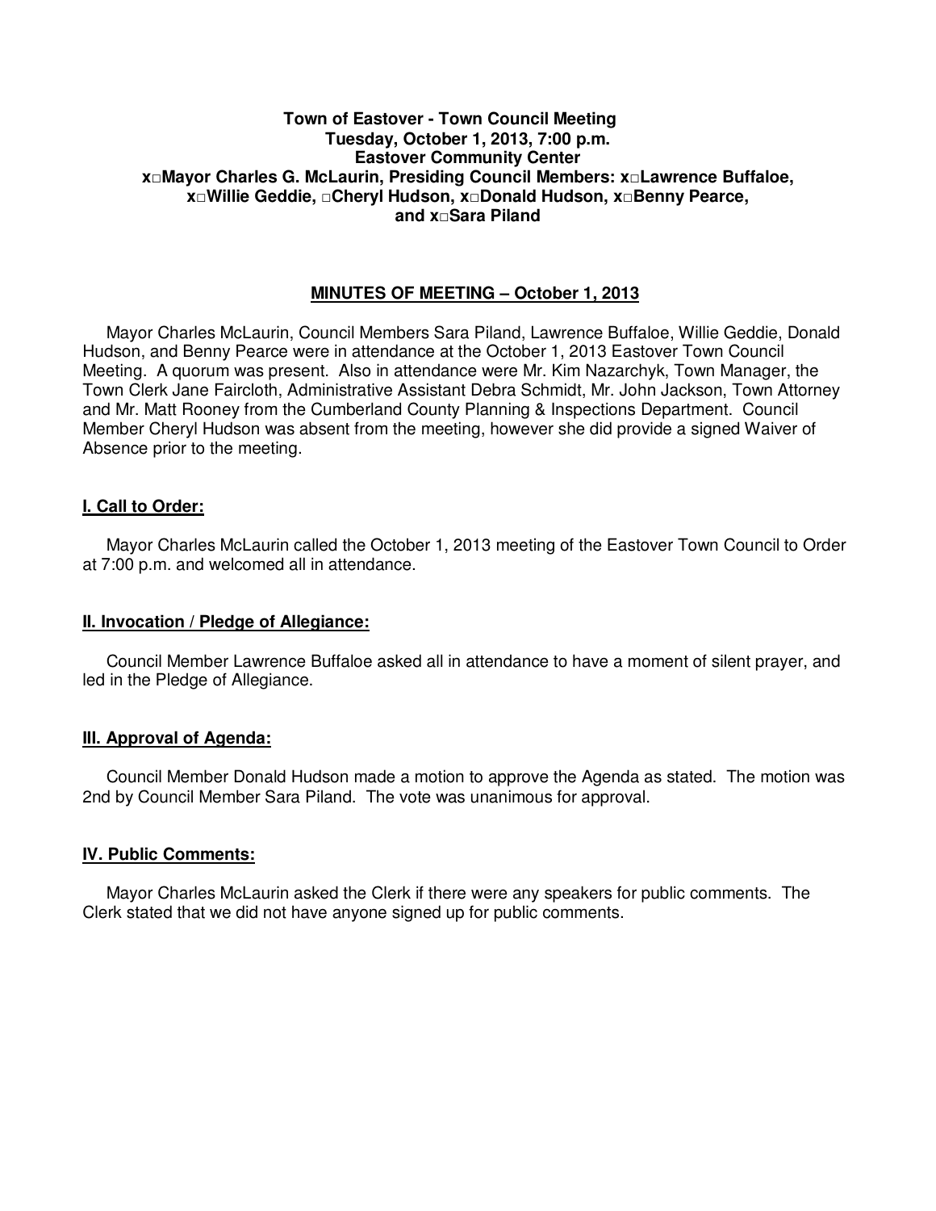**Town of Eastover - Town Council Meeting**
**Tuesday, October 1, 2013, 7:00 p.m.**
**Eastover Community Center**
**x□Mayor Charles G. McLaurin, Presiding Council Members: x□Lawrence Buffaloe, x□Willie Geddie, □Cheryl Hudson, x□Donald Hudson, x□Benny Pearce, and x□Sara Piland**

## MINUTES OF MEETING – October 1, 2013

Mayor Charles McLaurin, Council Members Sara Piland, Lawrence Buffaloe, Willie Geddie, Donald Hudson, and Benny Pearce were in attendance at the October 1, 2013 Eastover Town Council Meeting. A quorum was present. Also in attendance were Mr. Kim Nazarchyk, Town Manager, the Town Clerk Jane Faircloth, Administrative Assistant Debra Schmidt, Mr. John Jackson, Town Attorney and Mr. Matt Rooney from the Cumberland County Planning & Inspections Department. Council Member Cheryl Hudson was absent from the meeting, however she did provide a signed Waiver of Absence prior to the meeting.

### I. Call to Order:

Mayor Charles McLaurin called the October 1, 2013 meeting of the Eastover Town Council to Order at 7:00 p.m. and welcomed all in attendance.

### II. Invocation / Pledge of Allegiance:

Council Member Lawrence Buffaloe asked all in attendance to have a moment of silent prayer, and led in the Pledge of Allegiance.

### III. Approval of Agenda:

Council Member Donald Hudson made a motion to approve the Agenda as stated. The motion was 2nd by Council Member Sara Piland. The vote was unanimous for approval.

### IV. Public Comments:

Mayor Charles McLaurin asked the Clerk if there were any speakers for public comments. The Clerk stated that we did not have anyone signed up for public comments.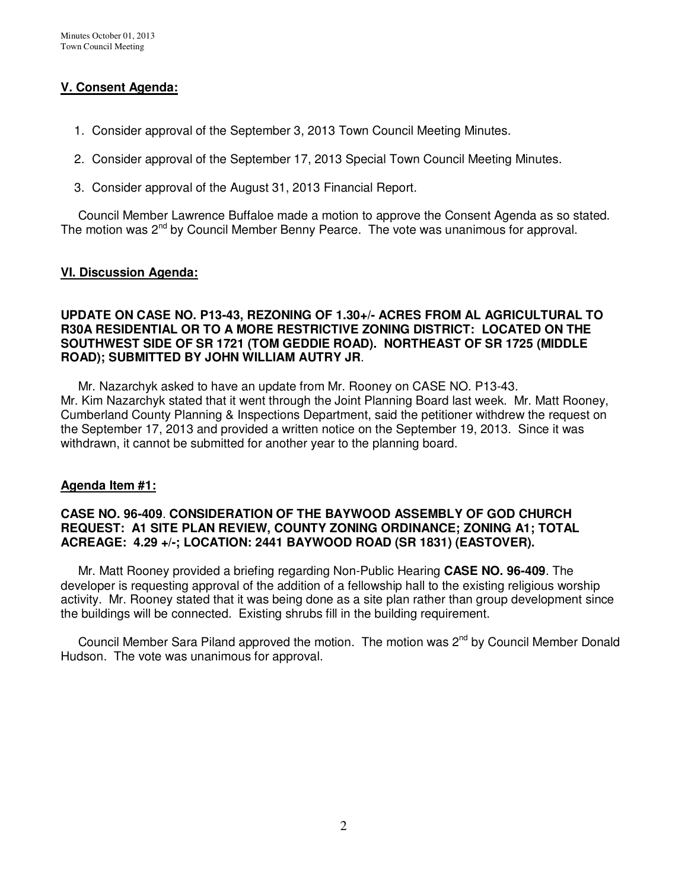## V. Consent Agenda:

1. Consider approval of the September 3, 2013 Town Council Meeting Minutes.
2. Consider approval of the September 17, 2013 Special Town Council Meeting Minutes.
3. Consider approval of the August 31, 2013 Financial Report.

Council Member Lawrence Buffaloe made a motion to approve the Consent Agenda as so stated. The motion was 2nd by Council Member Benny Pearce. The vote was unanimous for approval.

## VI. Discussion Agenda:

**UPDATE ON CASE NO. P13-43, REZONING OF 1.30+/- ACRES FROM AL AGRICULTURAL TO R30A RESIDENTIAL OR TO A MORE RESTRICTIVE ZONING DISTRICT: LOCATED ON THE SOUTHWEST SIDE OF SR 1721 (TOM GEDDIE ROAD). NORTHEAST OF SR 1725 (MIDDLE ROAD); SUBMITTED BY JOHN WILLIAM AUTRY JR**.

Mr. Nazarchyk asked to have an update from Mr. Rooney on CASE NO. P13-43. Mr. Kim Nazarchyk stated that it went through the Joint Planning Board last week. Mr. Matt Rooney, Cumberland County Planning & Inspections Department, said the petitioner withdrew the request on the September 17, 2013 and provided a written notice on the September 19, 2013. Since it was withdrawn, it cannot be submitted for another year to the planning board.

## Agenda Item #1:

**CASE NO. 96-409. CONSIDERATION OF THE BAYWOOD ASSEMBLY OF GOD CHURCH REQUEST: A1 SITE PLAN REVIEW, COUNTY ZONING ORDINANCE; ZONING A1; TOTAL ACREAGE: 4.29 +/-; LOCATION: 2441 BAYWOOD ROAD (SR 1831) (EASTOVER).**

Mr. Matt Rooney provided a briefing regarding Non-Public Hearing **CASE NO. 96-409**. The developer is requesting approval of the addition of a fellowship hall to the existing religious worship activity. Mr. Rooney stated that it was being done as a site plan rather than group development since the buildings will be connected. Existing shrubs fill in the building requirement.

Council Member Sara Piland approved the motion. The motion was 2nd by Council Member Donald Hudson. The vote was unanimous for approval.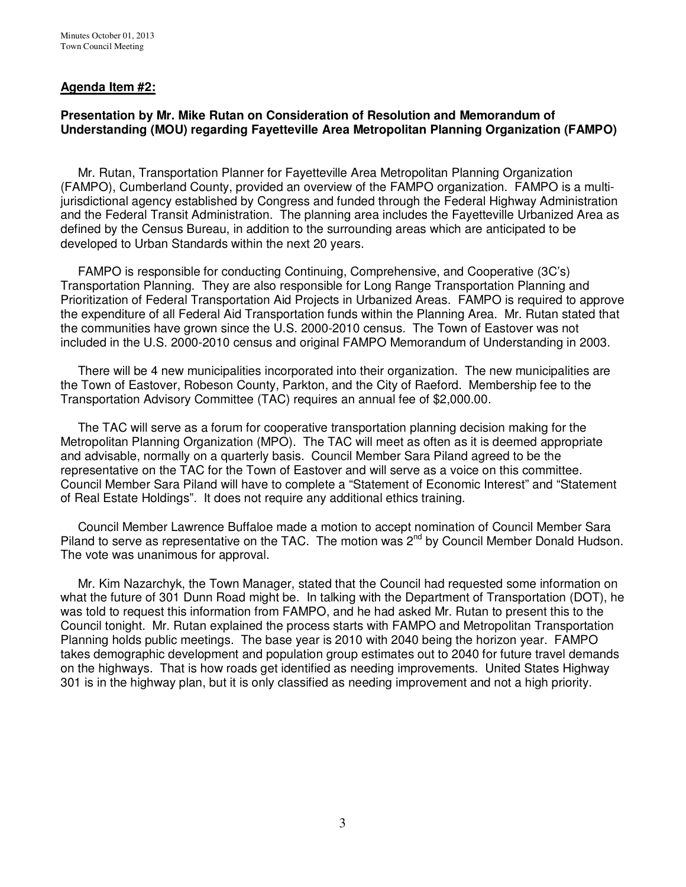**Agenda Item #2:**

**Presentation by Mr. Mike Rutan on Consideration of Resolution and Memorandum of Understanding (MOU) regarding Fayetteville Area Metropolitan Planning Organization (FAMPO)**

Mr. Rutan, Transportation Planner for Fayetteville Area Metropolitan Planning Organization (FAMPO), Cumberland County, provided an overview of the FAMPO organization. FAMPO is a multi-jurisdictional agency established by Congress and funded through the Federal Highway Administration and the Federal Transit Administration. The planning area includes the Fayetteville Urbanized Area as defined by the Census Bureau, in addition to the surrounding areas which are anticipated to be developed to Urban Standards within the next 20 years.

FAMPO is responsible for conducting Continuing, Comprehensive, and Cooperative (3C's) Transportation Planning. They are also responsible for Long Range Transportation Planning and Prioritization of Federal Transportation Aid Projects in Urbanized Areas. FAMPO is required to approve the expenditure of all Federal Aid Transportation funds within the Planning Area. Mr. Rutan stated that the communities have grown since the U.S. 2000-2010 census. The Town of Eastover was not included in the U.S. 2000-2010 census and original FAMPO Memorandum of Understanding in 2003.

There will be 4 new municipalities incorporated into their organization. The new municipalities are the Town of Eastover, Robeson County, Parkton, and the City of Raeford. Membership fee to the Transportation Advisory Committee (TAC) requires an annual fee of $2,000.00.

The TAC will serve as a forum for cooperative transportation planning decision making for the Metropolitan Planning Organization (MPO). The TAC will meet as often as it is deemed appropriate and advisable, normally on a quarterly basis. Council Member Sara Piland agreed to be the representative on the TAC for the Town of Eastover and will serve as a voice on this committee. Council Member Sara Piland will have to complete a "Statement of Economic Interest" and "Statement of Real Estate Holdings". It does not require any additional ethics training.

Council Member Lawrence Buffaloe made a motion to accept nomination of Council Member Sara Piland to serve as representative on the TAC. The motion was 2nd by Council Member Donald Hudson. The vote was unanimous for approval.

Mr. Kim Nazarchyk, the Town Manager, stated that the Council had requested some information on what the future of 301 Dunn Road might be. In talking with the Department of Transportation (DOT), he was told to request this information from FAMPO, and he had asked Mr. Rutan to present this to the Council tonight. Mr. Rutan explained the process starts with FAMPO and Metropolitan Transportation Planning holds public meetings. The base year is 2010 with 2040 being the horizon year. FAMPO takes demographic development and population group estimates out to 2040 for future travel demands on the highways. That is how roads get identified as needing improvements. United States Highway 301 is in the highway plan, but it is only classified as needing improvement and not a high priority.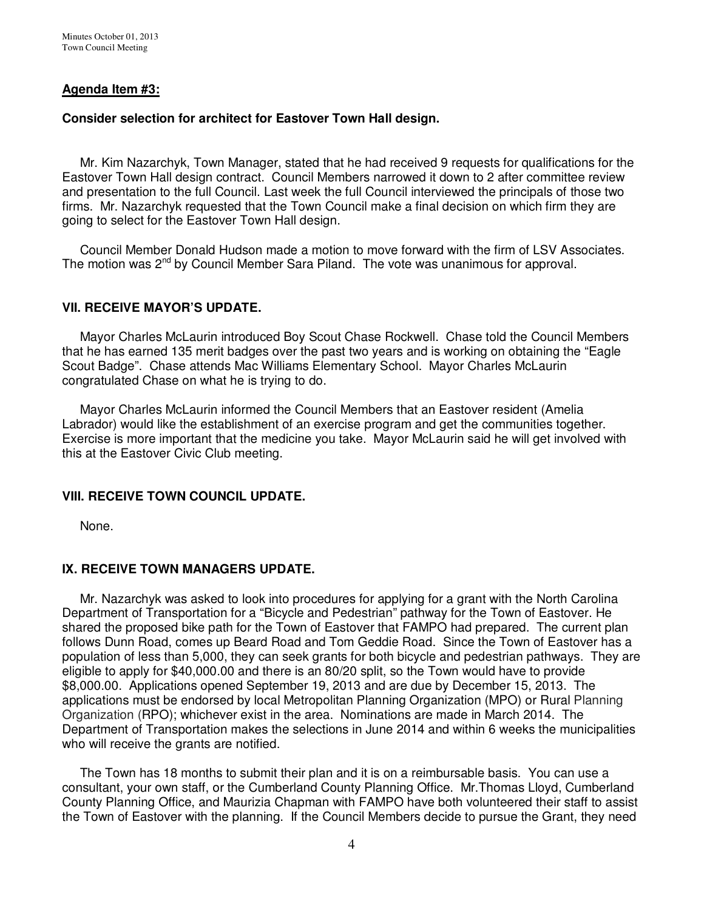**Agenda Item #3:**

**Consider selection for architect for Eastover Town Hall design.**

Mr. Kim Nazarchyk, Town Manager, stated that he had received 9 requests for qualifications for the Eastover Town Hall design contract. Council Members narrowed it down to 2 after committee review and presentation to the full Council. Last week the full Council interviewed the principals of those two firms. Mr. Nazarchyk requested that the Town Council make a final decision on which firm they are going to select for the Eastover Town Hall design.

Council Member Donald Hudson made a motion to move forward with the firm of LSV Associates. The motion was 2nd by Council Member Sara Piland. The vote was unanimous for approval.

## VII. RECEIVE MAYOR'S UPDATE.

Mayor Charles McLaurin introduced Boy Scout Chase Rockwell. Chase told the Council Members that he has earned 135 merit badges over the past two years and is working on obtaining the "Eagle Scout Badge". Chase attends Mac Williams Elementary School. Mayor Charles McLaurin congratulated Chase on what he is trying to do.

Mayor Charles McLaurin informed the Council Members that an Eastover resident (Amelia Labrador) would like the establishment of an exercise program and get the communities together. Exercise is more important that the medicine you take. Mayor McLaurin said he will get involved with this at the Eastover Civic Club meeting.

## VIII. RECEIVE TOWN COUNCIL UPDATE.

None.

## IX. RECEIVE TOWN MANAGERS UPDATE.

Mr. Nazarchyk was asked to look into procedures for applying for a grant with the North Carolina Department of Transportation for a "Bicycle and Pedestrian" pathway for the Town of Eastover. He shared the proposed bike path for the Town of Eastover that FAMPO had prepared. The current plan follows Dunn Road, comes up Beard Road and Tom Geddie Road. Since the Town of Eastover has a population of less than 5,000, they can seek grants for both bicycle and pedestrian pathways. They are eligible to apply for $40,000.00 and there is an 80/20 split, so the Town would have to provide $8,000.00. Applications opened September 19, 2013 and are due by December 15, 2013. The applications must be endorsed by local Metropolitan Planning Organization (MPO) or Rural Planning Organization (RPO); whichever exist in the area. Nominations are made in March 2014. The Department of Transportation makes the selections in June 2014 and within 6 weeks the municipalities who will receive the grants are notified.

The Town has 18 months to submit their plan and it is on a reimbursable basis. You can use a consultant, your own staff, or the Cumberland County Planning Office. Mr.Thomas Lloyd, Cumberland County Planning Office, and Maurizia Chapman with FAMPO have both volunteered their staff to assist the Town of Eastover with the planning. If the Council Members decide to pursue the Grant, they need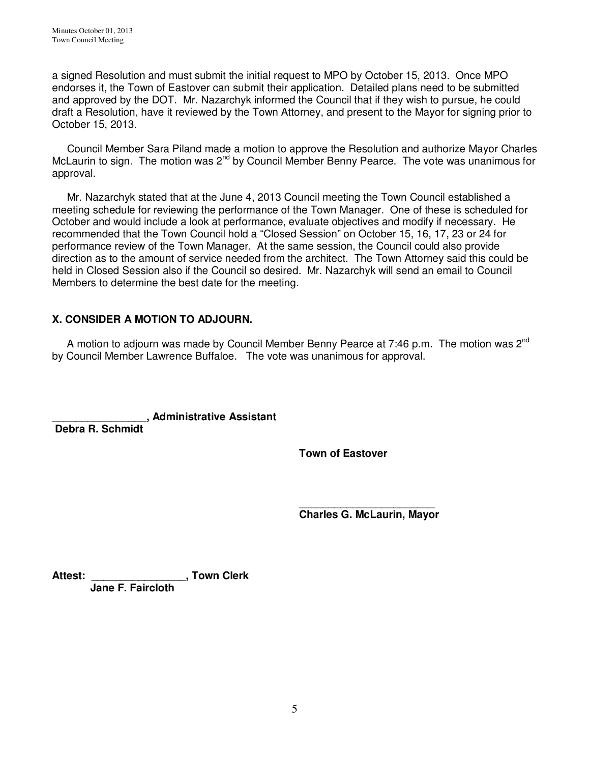a signed Resolution and must submit the initial request to MPO by October 15, 2013. Once MPO endorses it, the Town of Eastover can submit their application. Detailed plans need to be submitted and approved by the DOT. Mr. Nazarchyk informed the Council that if they wish to pursue, he could draft a Resolution, have it reviewed by the Town Attorney, and present to the Mayor for signing prior to October 15, 2013.

Council Member Sara Piland made a motion to approve the Resolution and authorize Mayor Charles McLaurin to sign. The motion was 2nd by Council Member Benny Pearce. The vote was unanimous for approval.

Mr. Nazarchyk stated that at the June 4, 2013 Council meeting the Town Council established a meeting schedule for reviewing the performance of the Town Manager. One of these is scheduled for October and would include a look at performance, evaluate objectives and modify if necessary. He recommended that the Town Council hold a "Closed Session" on October 15, 16, 17, 23 or 24 for performance review of the Town Manager. At the same session, the Council could also provide direction as to the amount of service needed from the architect. The Town Attorney said this could be held in Closed Session also if the Council so desired. Mr. Nazarchyk will send an email to Council Members to determine the best date for the meeting.

## X. CONSIDER A MOTION TO ADJOURN.

A motion to adjourn was made by Council Member Benny Pearce at 7:46 p.m. The motion was 2nd by Council Member Lawrence Buffaloe. The vote was unanimous for approval.

**________________, Administrative Assistant**
**Debra R. Schmidt**

**Town of Eastover**

________________________
**Charles G. McLaurin, Mayor**

**Attest: ________________, Town Clerk**
**Jane F. Faircloth**